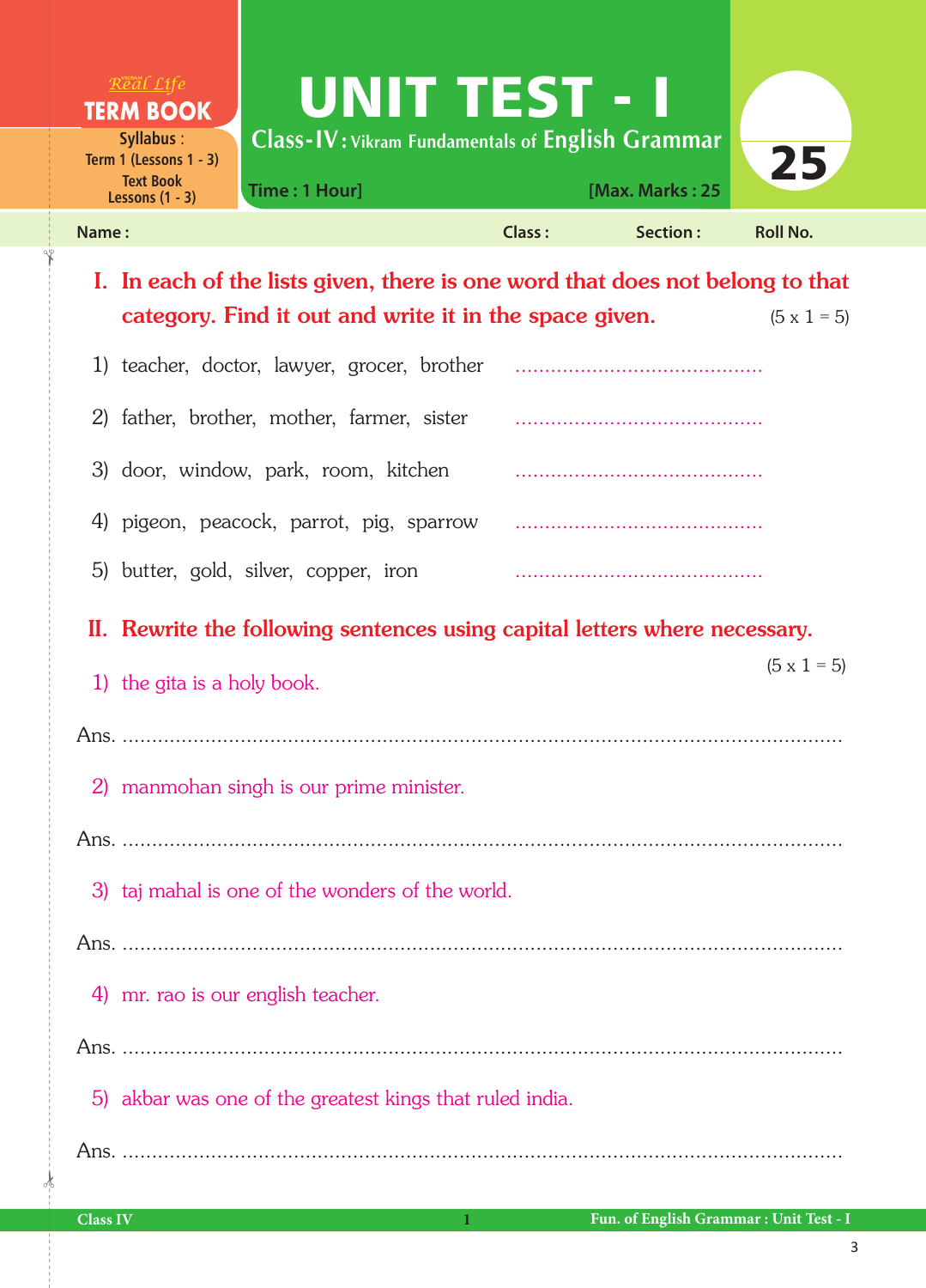Real Life
**TERM BOOK**

**Syllabus :**
Term 1 (Lessons 1 - 3)
Text Book
Lessons (1 - 3)

# UNIT TEST - I

**Class-IV : Vikram Fundamentals of English Grammar**

**Time : 1 Hour]** **[Max. Marks : 25**

**25**

**Name :** **Class :** **Section :** **Roll No.**

## I. In each of the lists given, there is one word that does not belong to that category. Find it out and write it in the space given. (5 x 1 = 5)

1) teacher, doctor, lawyer, grocer, brother ..........................................

2) father, brother, mother, farmer, sister ..........................................

3) door, window, park, room, kitchen ..........................................

4) pigeon, peacock, parrot, pig, sparrow ..........................................

5) butter, gold, silver, copper, iron ..........................................

## II. Rewrite the following sentences using capital letters where necessary. (5 x 1 = 5)

1) the gita is a holy book.

Ans. ..........................................................................................................

2) manmohan singh is our prime minister.

Ans. ..........................................................................................................

3) taj mahal is one of the wonders of the world.

Ans. ..........................................................................................................

4) mr. rao is our english teacher.

Ans. ..........................................................................................................

5) akbar was one of the greatest kings that ruled india.

Ans. ..........................................................................................................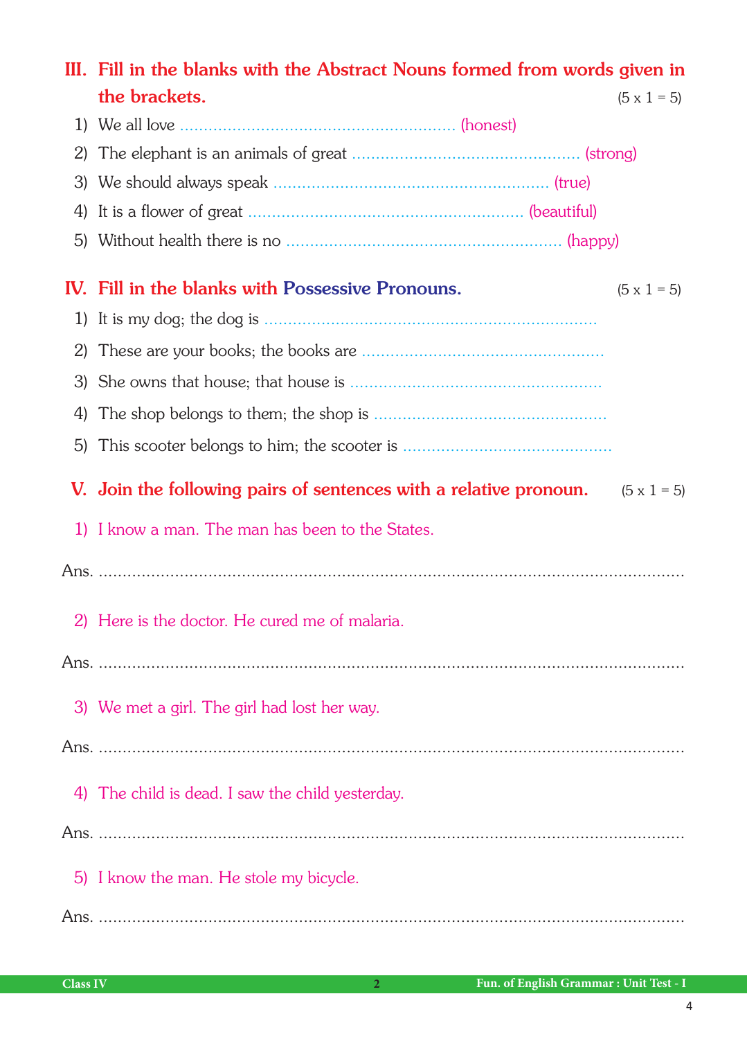## III. Fill in the blanks with the Abstract Nouns formed from words given in the brackets. (5 x 1 = 5)

1) We all love .......................................................... (honest)
2) The elephant is an animals of great ................................................ (strong)
3) We should always speak .......................................................... (true)
4) It is a flower of great .......................................................... (beautiful)
5) Without health there is no .......................................................... (happy)

## IV. Fill in the blanks with Possessive Pronouns. (5 x 1 = 5)

1) It is my dog; the dog is ......................................................................
2) These are your books; the books are ...................................................
3) She owns that house; that house is ....................................................
4) The shop belongs to them; the shop is .................................................
5) This scooter belongs to him; the scooter is ............................................

## V. Join the following pairs of sentences with a relative pronoun. (5 x 1 = 5)

1) I know a man. The man has been to the States.

Ans. ..........................................................................................................................

2) Here is the doctor. He cured me of malaria.

Ans. ..........................................................................................................................

3) We met a girl. The girl had lost her way.

Ans. ..........................................................................................................................

4) The child is dead. I saw the child yesterday.

Ans. ..........................................................................................................................

5) I know the man. He stole my bicycle.

Ans. ..........................................................................................................................